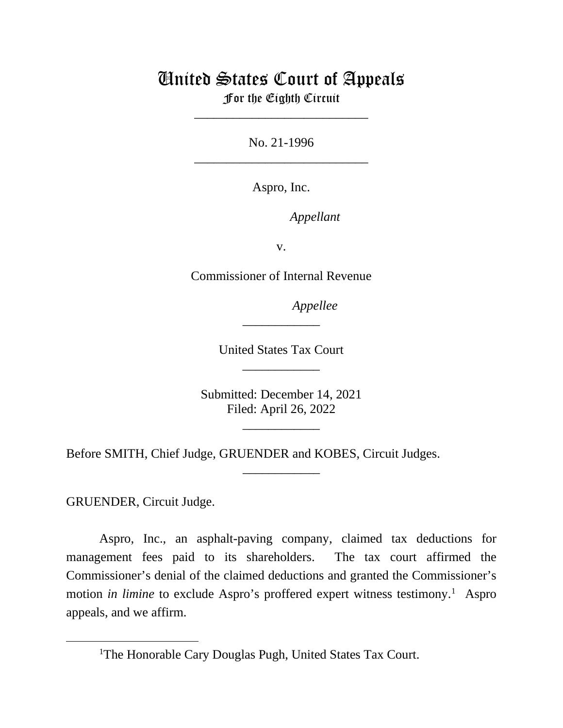# United States Court of Appeals

For the Eighth Circuit

\_\_\_\_\_\_\_\_\_\_\_\_\_\_\_\_\_\_\_\_\_\_\_\_\_\_\_

No. 21-1996

\_\_\_\_\_\_\_\_\_\_\_\_\_\_\_\_\_\_\_\_\_\_\_\_\_\_\_

Aspro, Inc.

*Appellant*

v.

Commissioner of Internal Revenue

*Appellee*

\_\_\_\_\_\_\_\_\_\_\_\_

United States Tax Court

\_\_\_\_\_\_\_\_\_\_\_\_

Submitted: December 14, 2021
Filed: April 26, 2022

\_\_\_\_\_\_\_\_\_\_\_\_

Before SMITH, Chief Judge, GRUENDER and KOBES, Circuit Judges.

\_\_\_\_\_\_\_\_\_\_\_\_

GRUENDER, Circuit Judge.

Aspro, Inc., an asphalt-paving company, claimed tax deductions for management fees paid to its shareholders. The tax court affirmed the Commissioner's denial of the claimed deductions and granted the Commissioner's motion *in limine* to exclude Aspro's proffered expert witness testimony.[1] Aspro appeals, and we affirm.

---

[1]The Honorable Cary Douglas Pugh, United States Tax Court.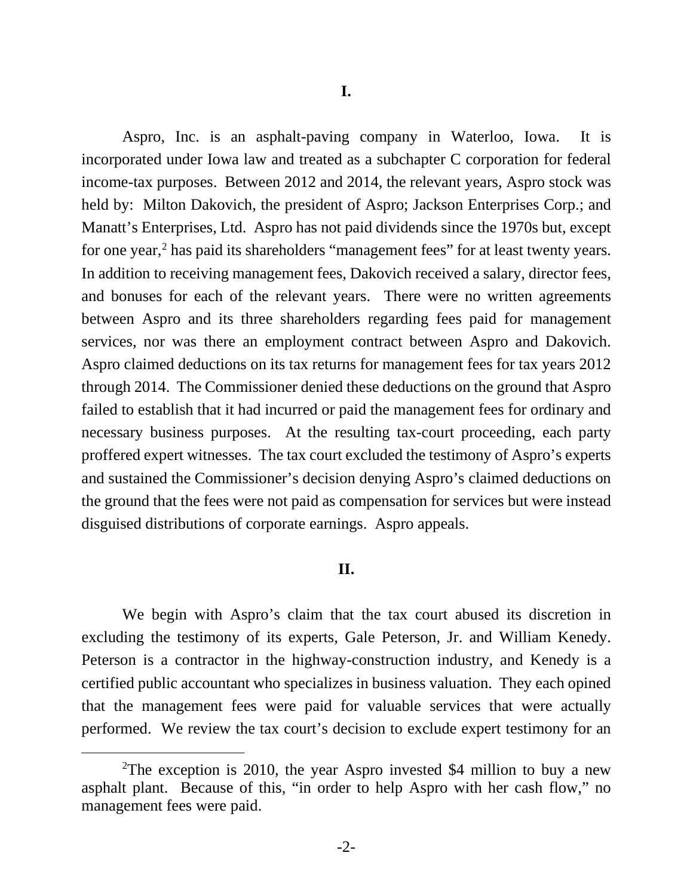**I.**

Aspro, Inc. is an asphalt-paving company in Waterloo, Iowa. It is incorporated under Iowa law and treated as a subchapter C corporation for federal income-tax purposes. Between 2012 and 2014, the relevant years, Aspro stock was held by: Milton Dakovich, the president of Aspro; Jackson Enterprises Corp.; and Manatt's Enterprises, Ltd. Aspro has not paid dividends since the 1970s but, except for one year,[2] has paid its shareholders "management fees" for at least twenty years. In addition to receiving management fees, Dakovich received a salary, director fees, and bonuses for each of the relevant years. There were no written agreements between Aspro and its three shareholders regarding fees paid for management services, nor was there an employment contract between Aspro and Dakovich. Aspro claimed deductions on its tax returns for management fees for tax years 2012 through 2014. The Commissioner denied these deductions on the ground that Aspro failed to establish that it had incurred or paid the management fees for ordinary and necessary business purposes. At the resulting tax-court proceeding, each party proffered expert witnesses. The tax court excluded the testimony of Aspro's experts and sustained the Commissioner's decision denying Aspro's claimed deductions on the ground that the fees were not paid as compensation for services but were instead disguised distributions of corporate earnings. Aspro appeals.

**II.**

We begin with Aspro's claim that the tax court abused its discretion in excluding the testimony of its experts, Gale Peterson, Jr. and William Kenedy. Peterson is a contractor in the highway-construction industry, and Kenedy is a certified public accountant who specializes in business valuation. They each opined that the management fees were paid for valuable services that were actually performed. We review the tax court's decision to exclude expert testimony for an

---

[2]The exception is 2010, the year Aspro invested $4 million to buy a new asphalt plant. Because of this, "in order to help Aspro with her cash flow," no management fees were paid.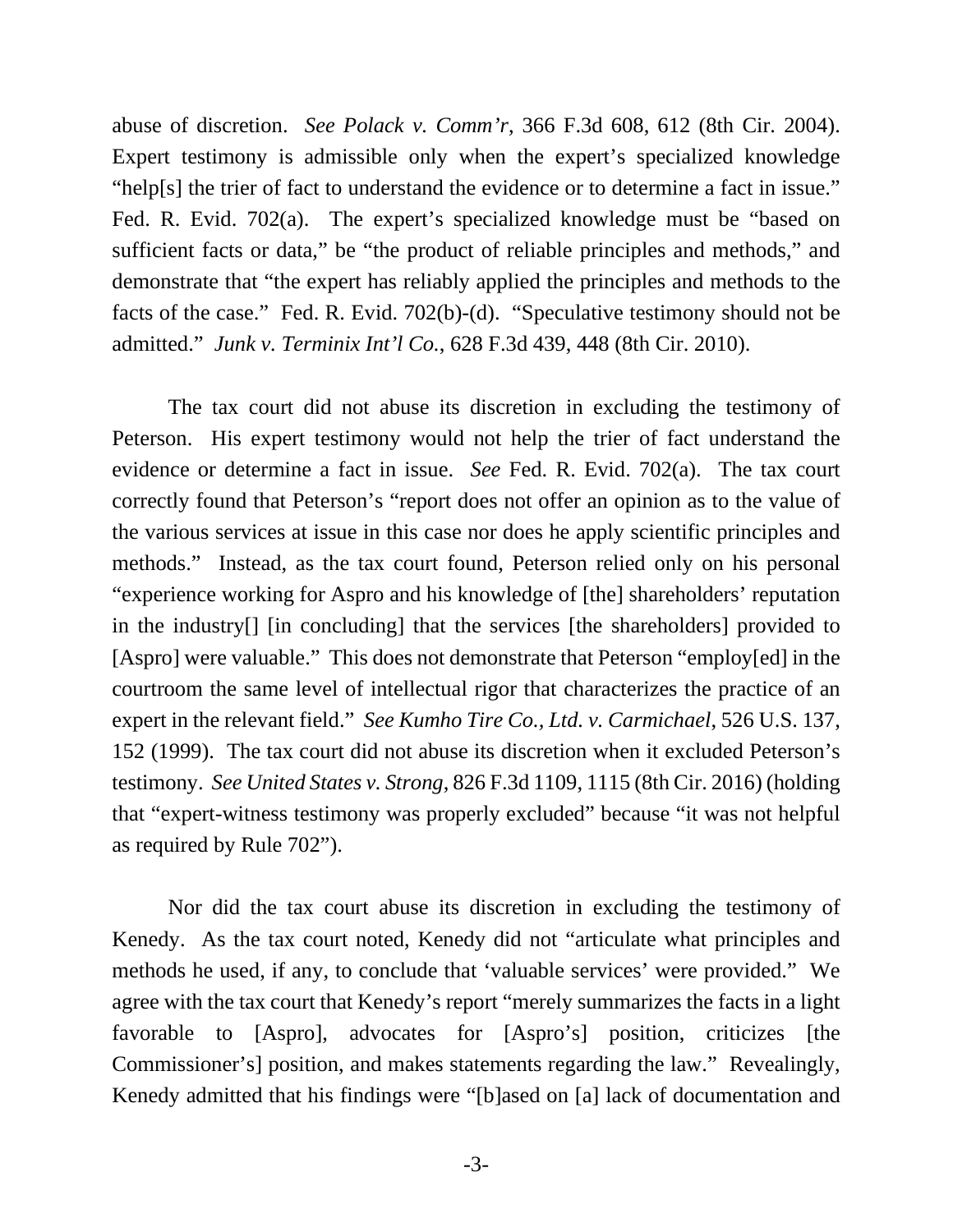abuse of discretion. *See Polack v. Comm'r*, 366 F.3d 608, 612 (8th Cir. 2004). Expert testimony is admissible only when the expert's specialized knowledge "help[s] the trier of fact to understand the evidence or to determine a fact in issue." Fed. R. Evid. 702(a). The expert's specialized knowledge must be "based on sufficient facts or data," be "the product of reliable principles and methods," and demonstrate that "the expert has reliably applied the principles and methods to the facts of the case." Fed. R. Evid. 702(b)-(d). "Speculative testimony should not be admitted." *Junk v. Terminix Int'l Co.*, 628 F.3d 439, 448 (8th Cir. 2010).

The tax court did not abuse its discretion in excluding the testimony of Peterson. His expert testimony would not help the trier of fact understand the evidence or determine a fact in issue. *See* Fed. R. Evid. 702(a). The tax court correctly found that Peterson's "report does not offer an opinion as to the value of the various services at issue in this case nor does he apply scientific principles and methods." Instead, as the tax court found, Peterson relied only on his personal "experience working for Aspro and his knowledge of [the] shareholders' reputation in the industry[] [in concluding] that the services [the shareholders] provided to [Aspro] were valuable." This does not demonstrate that Peterson "employ[ed] in the courtroom the same level of intellectual rigor that characterizes the practice of an expert in the relevant field." *See Kumho Tire Co., Ltd. v. Carmichael*, 526 U.S. 137, 152 (1999). The tax court did not abuse its discretion when it excluded Peterson's testimony. *See United States v. Strong*, 826 F.3d 1109, 1115 (8th Cir. 2016) (holding that "expert-witness testimony was properly excluded" because "it was not helpful as required by Rule 702").

Nor did the tax court abuse its discretion in excluding the testimony of Kenedy. As the tax court noted, Kenedy did not "articulate what principles and methods he used, if any, to conclude that 'valuable services' were provided." We agree with the tax court that Kenedy's report "merely summarizes the facts in a light favorable to [Aspro], advocates for [Aspro's] position, criticizes [the Commissioner's] position, and makes statements regarding the law." Revealingly, Kenedy admitted that his findings were "[b]ased on [a] lack of documentation and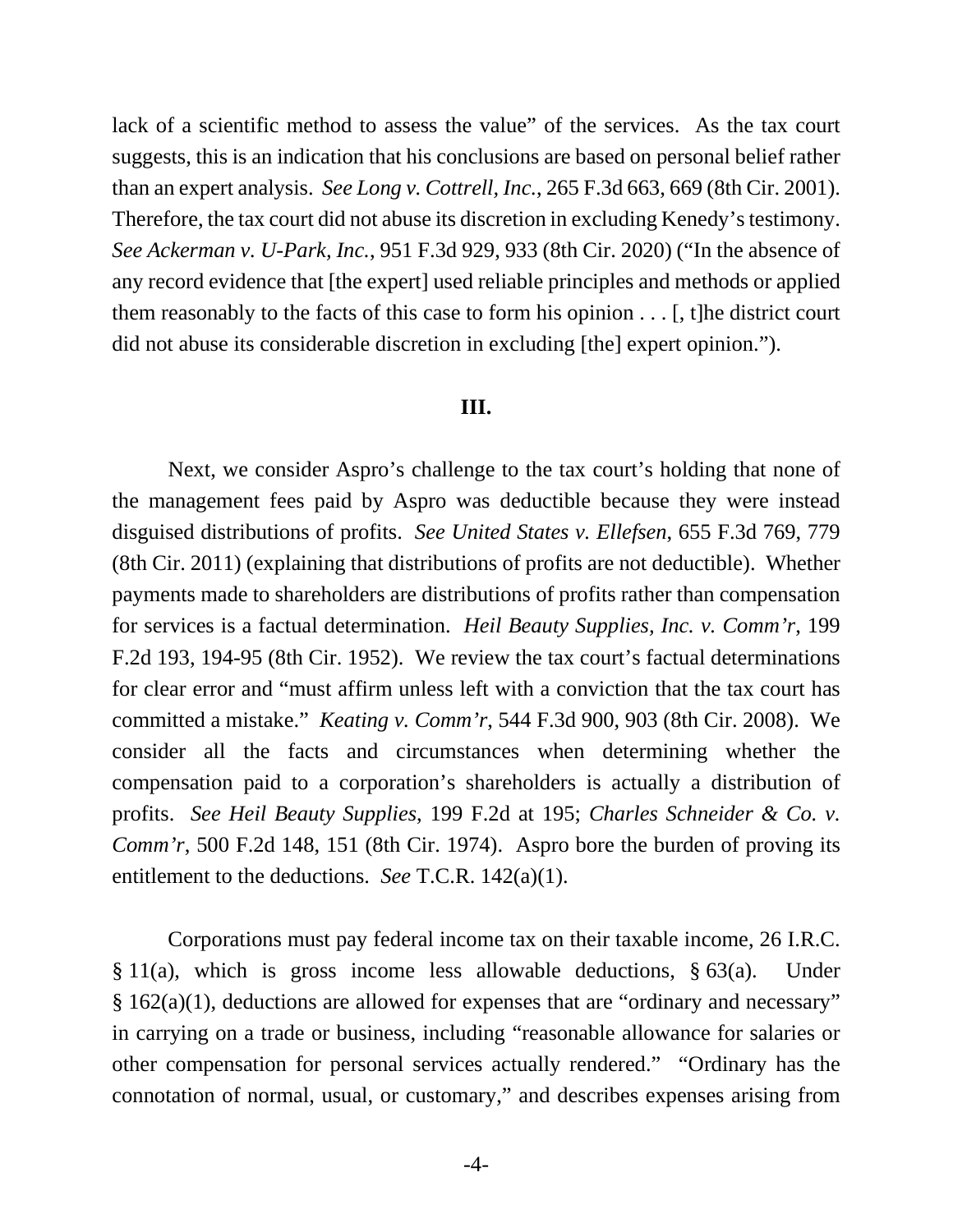lack of a scientific method to assess the value" of the services. As the tax court suggests, this is an indication that his conclusions are based on personal belief rather than an expert analysis. *See Long v. Cottrell, Inc.*, 265 F.3d 663, 669 (8th Cir. 2001). Therefore, the tax court did not abuse its discretion in excluding Kenedy's testimony. *See Ackerman v. U-Park, Inc.*, 951 F.3d 929, 933 (8th Cir. 2020) ("In the absence of any record evidence that [the expert] used reliable principles and methods or applied them reasonably to the facts of this case to form his opinion . . . [, t]he district court did not abuse its considerable discretion in excluding [the] expert opinion.").

## III.

Next, we consider Aspro's challenge to the tax court's holding that none of the management fees paid by Aspro was deductible because they were instead disguised distributions of profits. *See United States v. Ellefsen*, 655 F.3d 769, 779 (8th Cir. 2011) (explaining that distributions of profits are not deductible). Whether payments made to shareholders are distributions of profits rather than compensation for services is a factual determination. *Heil Beauty Supplies, Inc. v. Comm'r*, 199 F.2d 193, 194-95 (8th Cir. 1952). We review the tax court's factual determinations for clear error and "must affirm unless left with a conviction that the tax court has committed a mistake." *Keating v. Comm'r*, 544 F.3d 900, 903 (8th Cir. 2008). We consider all the facts and circumstances when determining whether the compensation paid to a corporation's shareholders is actually a distribution of profits. *See Heil Beauty Supplies*, 199 F.2d at 195; *Charles Schneider & Co. v. Comm'r*, 500 F.2d 148, 151 (8th Cir. 1974). Aspro bore the burden of proving its entitlement to the deductions. *See* T.C.R. 142(a)(1).

Corporations must pay federal income tax on their taxable income, 26 I.R.C. § 11(a), which is gross income less allowable deductions, § 63(a). Under § 162(a)(1), deductions are allowed for expenses that are "ordinary and necessary" in carrying on a trade or business, including "reasonable allowance for salaries or other compensation for personal services actually rendered." "Ordinary has the connotation of normal, usual, or customary," and describes expenses arising from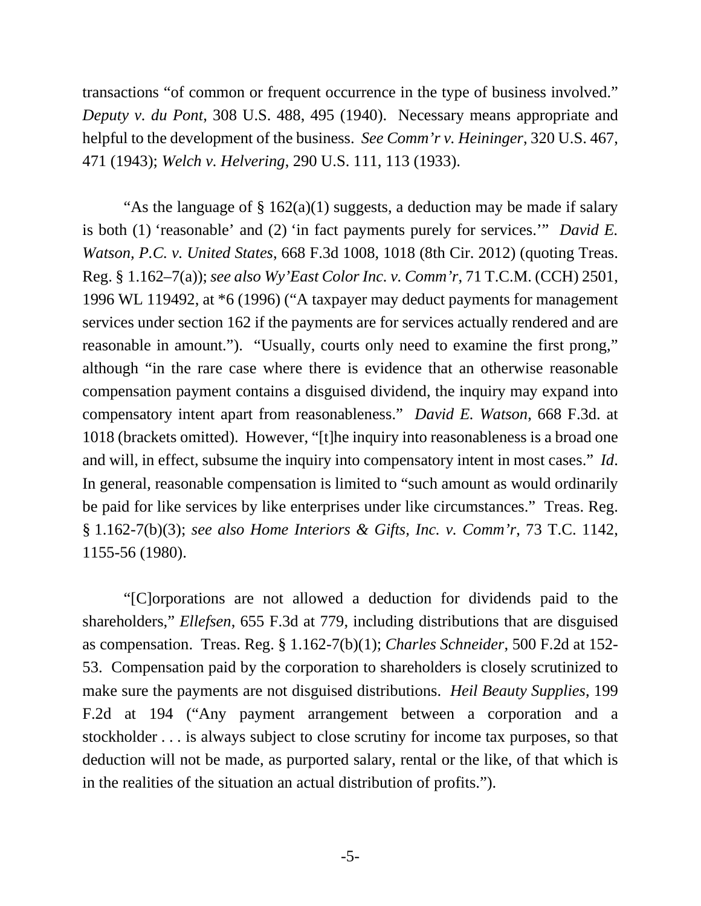transactions "of common or frequent occurrence in the type of business involved." *Deputy v. du Pont*, 308 U.S. 488, 495 (1940). Necessary means appropriate and helpful to the development of the business. *See Comm'r v. Heininger*, 320 U.S. 467, 471 (1943); *Welch v. Helvering*, 290 U.S. 111, 113 (1933).

"As the language of § 162(a)(1) suggests, a deduction may be made if salary is both (1) 'reasonable' and (2) 'in fact payments purely for services.'" *David E. Watson, P.C. v. United States*, 668 F.3d 1008, 1018 (8th Cir. 2012) (quoting Treas. Reg. § 1.162–7(a)); *see also Wy'East Color Inc. v. Comm'r*, 71 T.C.M. (CCH) 2501, 1996 WL 119492, at *6 (1996) ("A taxpayer may deduct payments for management services under section 162 if the payments are for services actually rendered and are reasonable in amount."). "Usually, courts only need to examine the first prong," although "in the rare case where there is evidence that an otherwise reasonable compensation payment contains a disguised dividend, the inquiry may expand into compensatory intent apart from reasonableness." *David E. Watson*, 668 F.3d. at 1018 (brackets omitted). However, "[t]he inquiry into reasonableness is a broad one and will, in effect, subsume the inquiry into compensatory intent in most cases." *Id*. In general, reasonable compensation is limited to "such amount as would ordinarily be paid for like services by like enterprises under like circumstances." Treas. Reg. § 1.162-7(b)(3); *see also Home Interiors & Gifts, Inc. v. Comm'r*, 73 T.C. 1142, 1155-56 (1980).

"[C]orporations are not allowed a deduction for dividends paid to the shareholders," *Ellefsen*, 655 F.3d at 779, including distributions that are disguised as compensation. Treas. Reg. § 1.162-7(b)(1); *Charles Schneider*, 500 F.2d at 152-53. Compensation paid by the corporation to shareholders is closely scrutinized to make sure the payments are not disguised distributions. *Heil Beauty Supplies*, 199 F.2d at 194 ("Any payment arrangement between a corporation and a stockholder . . . is always subject to close scrutiny for income tax purposes, so that deduction will not be made, as purported salary, rental or the like, of that which is in the realities of the situation an actual distribution of profits.").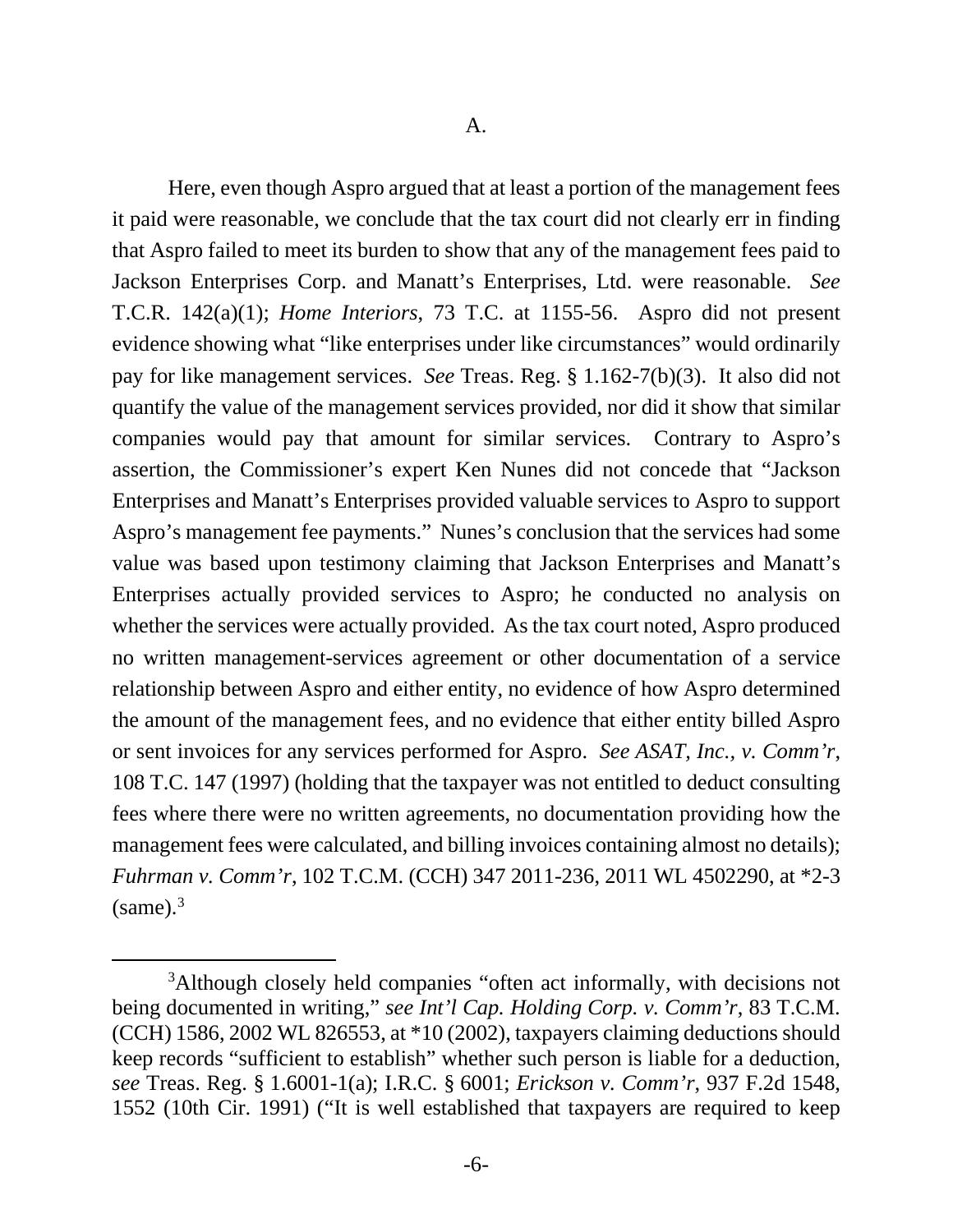A.

Here, even though Aspro argued that at least a portion of the management fees it paid were reasonable, we conclude that the tax court did not clearly err in finding that Aspro failed to meet its burden to show that any of the management fees paid to Jackson Enterprises Corp. and Manatt's Enterprises, Ltd. were reasonable. *See* T.C.R. 142(a)(1); *Home Interiors*, 73 T.C. at 1155-56. Aspro did not present evidence showing what "like enterprises under like circumstances" would ordinarily pay for like management services. *See* Treas. Reg. § 1.162-7(b)(3). It also did not quantify the value of the management services provided, nor did it show that similar companies would pay that amount for similar services. Contrary to Aspro's assertion, the Commissioner's expert Ken Nunes did not concede that "Jackson Enterprises and Manatt's Enterprises provided valuable services to Aspro to support Aspro's management fee payments." Nunes's conclusion that the services had some value was based upon testimony claiming that Jackson Enterprises and Manatt's Enterprises actually provided services to Aspro; he conducted no analysis on whether the services were actually provided. As the tax court noted, Aspro produced no written management-services agreement or other documentation of a service relationship between Aspro and either entity, no evidence of how Aspro determined the amount of the management fees, and no evidence that either entity billed Aspro or sent invoices for any services performed for Aspro. *See ASAT, Inc., v. Comm'r*, 108 T.C. 147 (1997) (holding that the taxpayer was not entitled to deduct consulting fees where there were no written agreements, no documentation providing how the management fees were calculated, and billing invoices containing almost no details); *Fuhrman v. Comm'r*, 102 T.C.M. (CCH) 347 2011-236, 2011 WL 4502290, at *2-3 (same).[3]

[3]Although closely held companies "often act informally, with decisions not being documented in writing," *see Int'l Cap. Holding Corp. v. Comm'r*, 83 T.C.M. (CCH) 1586, 2002 WL 826553, at *10 (2002), taxpayers claiming deductions should keep records "sufficient to establish" whether such person is liable for a deduction, *see* Treas. Reg. § 1.6001-1(a); I.R.C. § 6001; *Erickson v. Comm'r*, 937 F.2d 1548, 1552 (10th Cir. 1991) ("It is well established that taxpayers are required to keep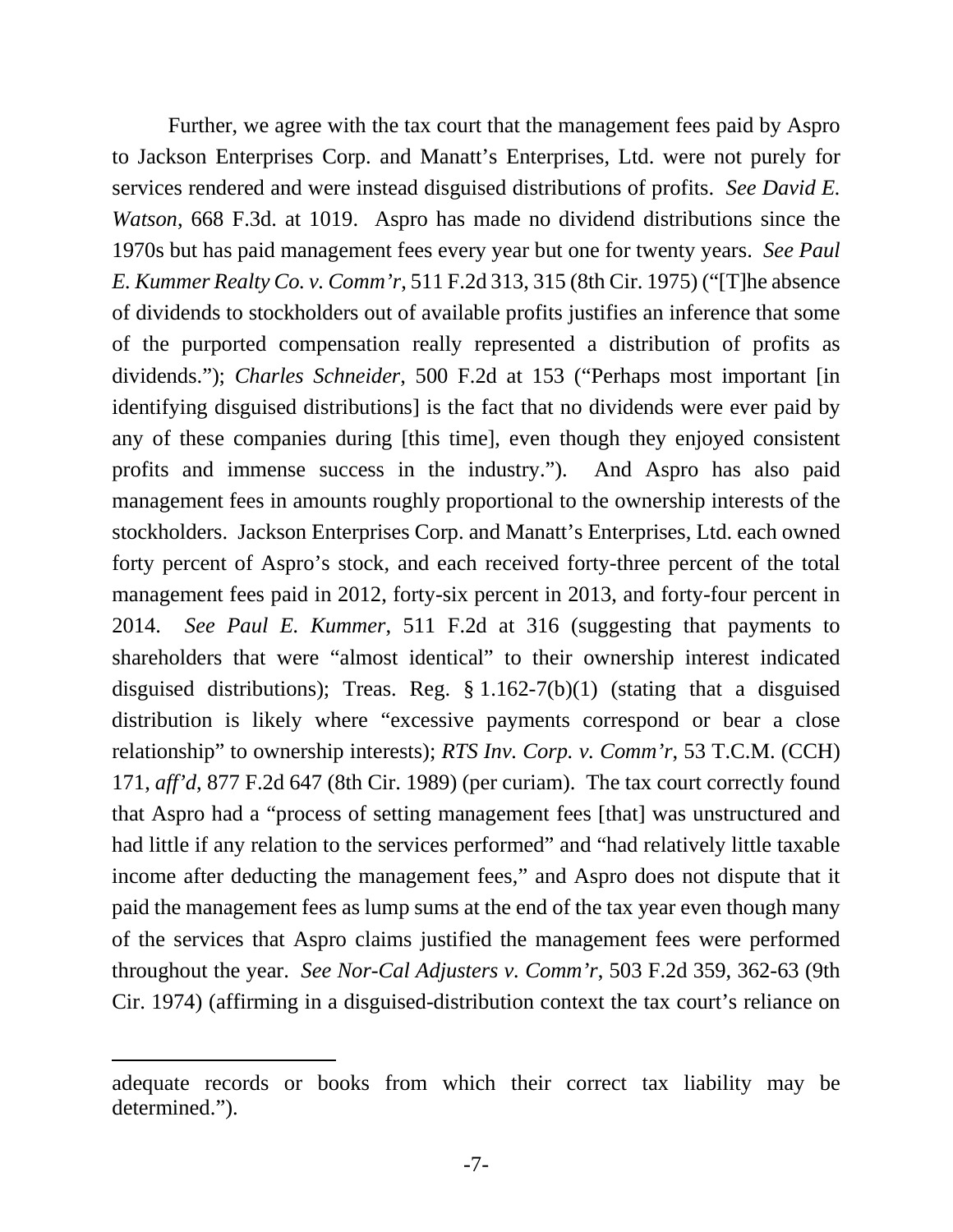Further, we agree with the tax court that the management fees paid by Aspro to Jackson Enterprises Corp. and Manatt's Enterprises, Ltd. were not purely for services rendered and were instead disguised distributions of profits. *See David E. Watson*, 668 F.3d. at 1019. Aspro has made no dividend distributions since the 1970s but has paid management fees every year but one for twenty years. *See Paul E. Kummer Realty Co. v. Comm'r*, 511 F.2d 313, 315 (8th Cir. 1975) ("[T]he absence of dividends to stockholders out of available profits justifies an inference that some of the purported compensation really represented a distribution of profits as dividends."); *Charles Schneider*, 500 F.2d at 153 ("Perhaps most important [in identifying disguised distributions] is the fact that no dividends were ever paid by any of these companies during [this time], even though they enjoyed consistent profits and immense success in the industry."). And Aspro has also paid management fees in amounts roughly proportional to the ownership interests of the stockholders. Jackson Enterprises Corp. and Manatt's Enterprises, Ltd. each owned forty percent of Aspro's stock, and each received forty-three percent of the total management fees paid in 2012, forty-six percent in 2013, and forty-four percent in 2014. *See Paul E. Kummer*, 511 F.2d at 316 (suggesting that payments to shareholders that were "almost identical" to their ownership interest indicated disguised distributions); Treas. Reg. § 1.162-7(b)(1) (stating that a disguised distribution is likely where "excessive payments correspond or bear a close relationship" to ownership interests); *RTS Inv. Corp. v. Comm'r*, 53 T.C.M. (CCH) 171, *aff'd*, 877 F.2d 647 (8th Cir. 1989) (per curiam). The tax court correctly found that Aspro had a "process of setting management fees [that] was unstructured and had little if any relation to the services performed" and "had relatively little taxable income after deducting the management fees," and Aspro does not dispute that it paid the management fees as lump sums at the end of the tax year even though many of the services that Aspro claims justified the management fees were performed throughout the year. *See Nor-Cal Adjusters v. Comm'r*, 503 F.2d 359, 362-63 (9th Cir. 1974) (affirming in a disguised-distribution context the tax court's reliance on

---

adequate records or books from which their correct tax liability may be determined.").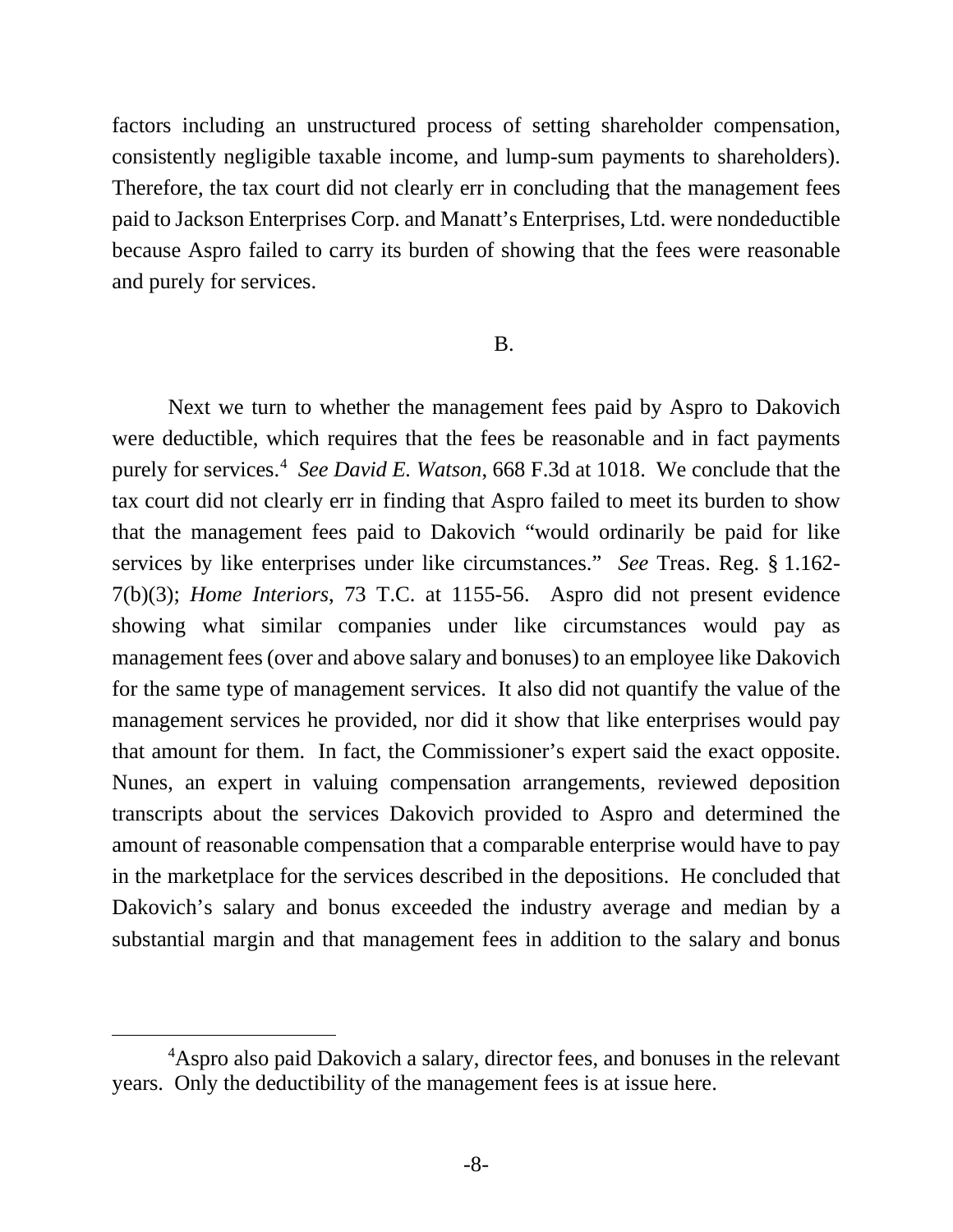factors including an unstructured process of setting shareholder compensation, consistently negligible taxable income, and lump-sum payments to shareholders). Therefore, the tax court did not clearly err in concluding that the management fees paid to Jackson Enterprises Corp. and Manatt's Enterprises, Ltd. were nondeductible because Aspro failed to carry its burden of showing that the fees were reasonable and purely for services.

B.

Next we turn to whether the management fees paid by Aspro to Dakovich were deductible, which requires that the fees be reasonable and in fact payments purely for services.[4] *See David E. Watson*, 668 F.3d at 1018. We conclude that the tax court did not clearly err in finding that Aspro failed to meet its burden to show that the management fees paid to Dakovich "would ordinarily be paid for like services by like enterprises under like circumstances." *See* Treas. Reg. § 1.162-7(b)(3); *Home Interiors*, 73 T.C. at 1155-56. Aspro did not present evidence showing what similar companies under like circumstances would pay as management fees (over and above salary and bonuses) to an employee like Dakovich for the same type of management services. It also did not quantify the value of the management services he provided, nor did it show that like enterprises would pay that amount for them. In fact, the Commissioner's expert said the exact opposite. Nunes, an expert in valuing compensation arrangements, reviewed deposition transcripts about the services Dakovich provided to Aspro and determined the amount of reasonable compensation that a comparable enterprise would have to pay in the marketplace for the services described in the depositions. He concluded that Dakovich's salary and bonus exceeded the industry average and median by a substantial margin and that management fees in addition to the salary and bonus

[4] Aspro also paid Dakovich a salary, director fees, and bonuses in the relevant years. Only the deductibility of the management fees is at issue here.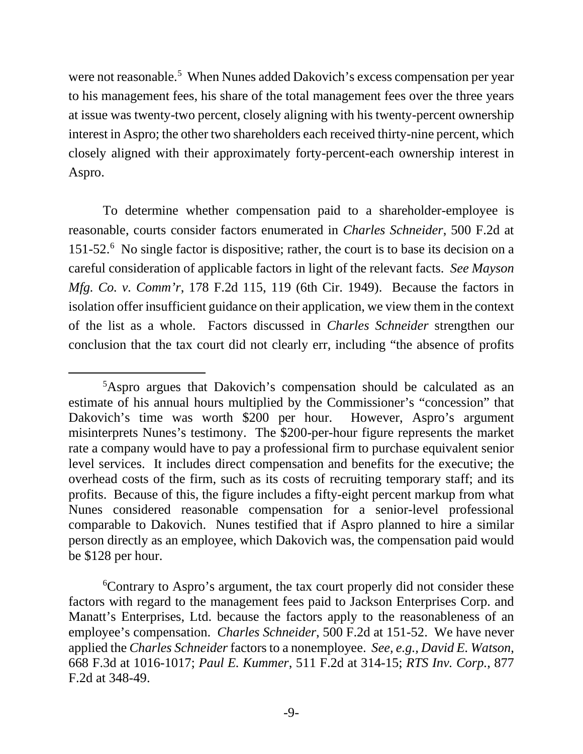were not reasonable.[5] When Nunes added Dakovich's excess compensation per year to his management fees, his share of the total management fees over the three years at issue was twenty-two percent, closely aligning with his twenty-percent ownership interest in Aspro; the other two shareholders each received thirty-nine percent, which closely aligned with their approximately forty-percent-each ownership interest in Aspro.

To determine whether compensation paid to a shareholder-employee is reasonable, courts consider factors enumerated in *Charles Schneider*, 500 F.2d at 151-52.[6] No single factor is dispositive; rather, the court is to base its decision on a careful consideration of applicable factors in light of the relevant facts. *See Mayson Mfg. Co. v. Comm'r*, 178 F.2d 115, 119 (6th Cir. 1949). Because the factors in isolation offer insufficient guidance on their application, we view them in the context of the list as a whole. Factors discussed in *Charles Schneider* strengthen our conclusion that the tax court did not clearly err, including "the absence of profits

---

[5]Aspro argues that Dakovich's compensation should be calculated as an estimate of his annual hours multiplied by the Commissioner's "concession" that Dakovich's time was worth $200 per hour. However, Aspro's argument misinterprets Nunes's testimony. The $200-per-hour figure represents the market rate a company would have to pay a professional firm to purchase equivalent senior level services. It includes direct compensation and benefits for the executive; the overhead costs of the firm, such as its costs of recruiting temporary staff; and its profits. Because of this, the figure includes a fifty-eight percent markup from what Nunes considered reasonable compensation for a senior-level professional comparable to Dakovich. Nunes testified that if Aspro planned to hire a similar person directly as an employee, which Dakovich was, the compensation paid would be $128 per hour.

[6]Contrary to Aspro's argument, the tax court properly did not consider these factors with regard to the management fees paid to Jackson Enterprises Corp. and Manatt's Enterprises, Ltd. because the factors apply to the reasonableness of an employee's compensation. *Charles Schneider*, 500 F.2d at 151-52. We have never applied the *Charles Schneider* factors to a nonemployee. *See, e.g., David E. Watson*, 668 F.3d at 1016-1017; *Paul E. Kummer*, 511 F.2d at 314-15; *RTS Inv. Corp.*, 877 F.2d at 348-49.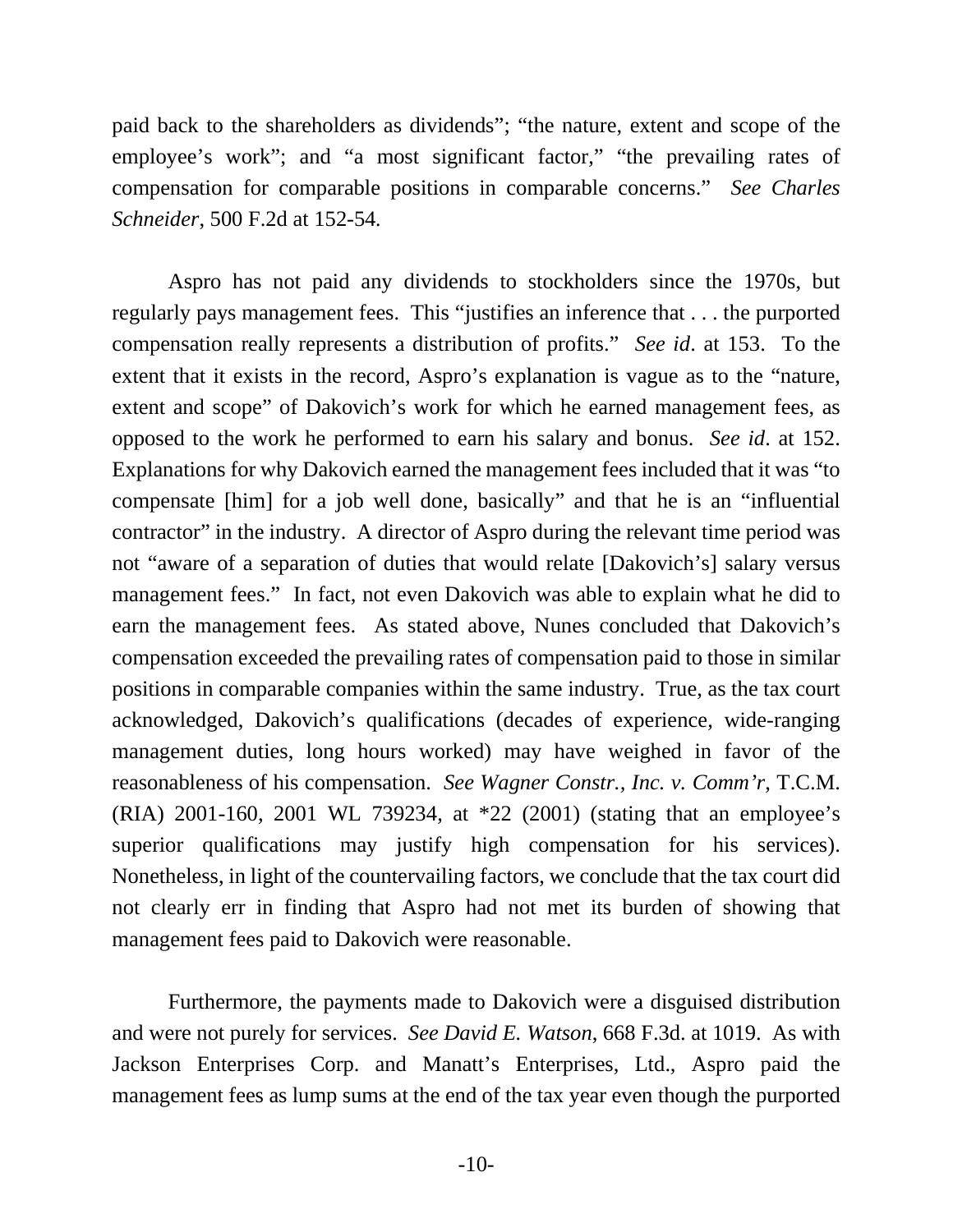paid back to the shareholders as dividends"; "the nature, extent and scope of the employee's work"; and "a most significant factor," "the prevailing rates of compensation for comparable positions in comparable concerns." *See Charles Schneider*, 500 F.2d at 152-54.

Aspro has not paid any dividends to stockholders since the 1970s, but regularly pays management fees. This "justifies an inference that . . . the purported compensation really represents a distribution of profits." *See id*. at 153. To the extent that it exists in the record, Aspro's explanation is vague as to the "nature, extent and scope" of Dakovich's work for which he earned management fees, as opposed to the work he performed to earn his salary and bonus. *See id*. at 152. Explanations for why Dakovich earned the management fees included that it was "to compensate [him] for a job well done, basically" and that he is an "influential contractor" in the industry. A director of Aspro during the relevant time period was not "aware of a separation of duties that would relate [Dakovich's] salary versus management fees." In fact, not even Dakovich was able to explain what he did to earn the management fees. As stated above, Nunes concluded that Dakovich's compensation exceeded the prevailing rates of compensation paid to those in similar positions in comparable companies within the same industry. True, as the tax court acknowledged, Dakovich's qualifications (decades of experience, wide-ranging management duties, long hours worked) may have weighed in favor of the reasonableness of his compensation. *See Wagner Constr., Inc. v. Comm'r*, T.C.M. (RIA) 2001-160, 2001 WL 739234, at *22 (2001) (stating that an employee's superior qualifications may justify high compensation for his services). Nonetheless, in light of the countervailing factors, we conclude that the tax court did not clearly err in finding that Aspro had not met its burden of showing that management fees paid to Dakovich were reasonable.

Furthermore, the payments made to Dakovich were a disguised distribution and were not purely for services. *See David E. Watson*, 668 F.3d. at 1019. As with Jackson Enterprises Corp. and Manatt's Enterprises, Ltd., Aspro paid the management fees as lump sums at the end of the tax year even though the purported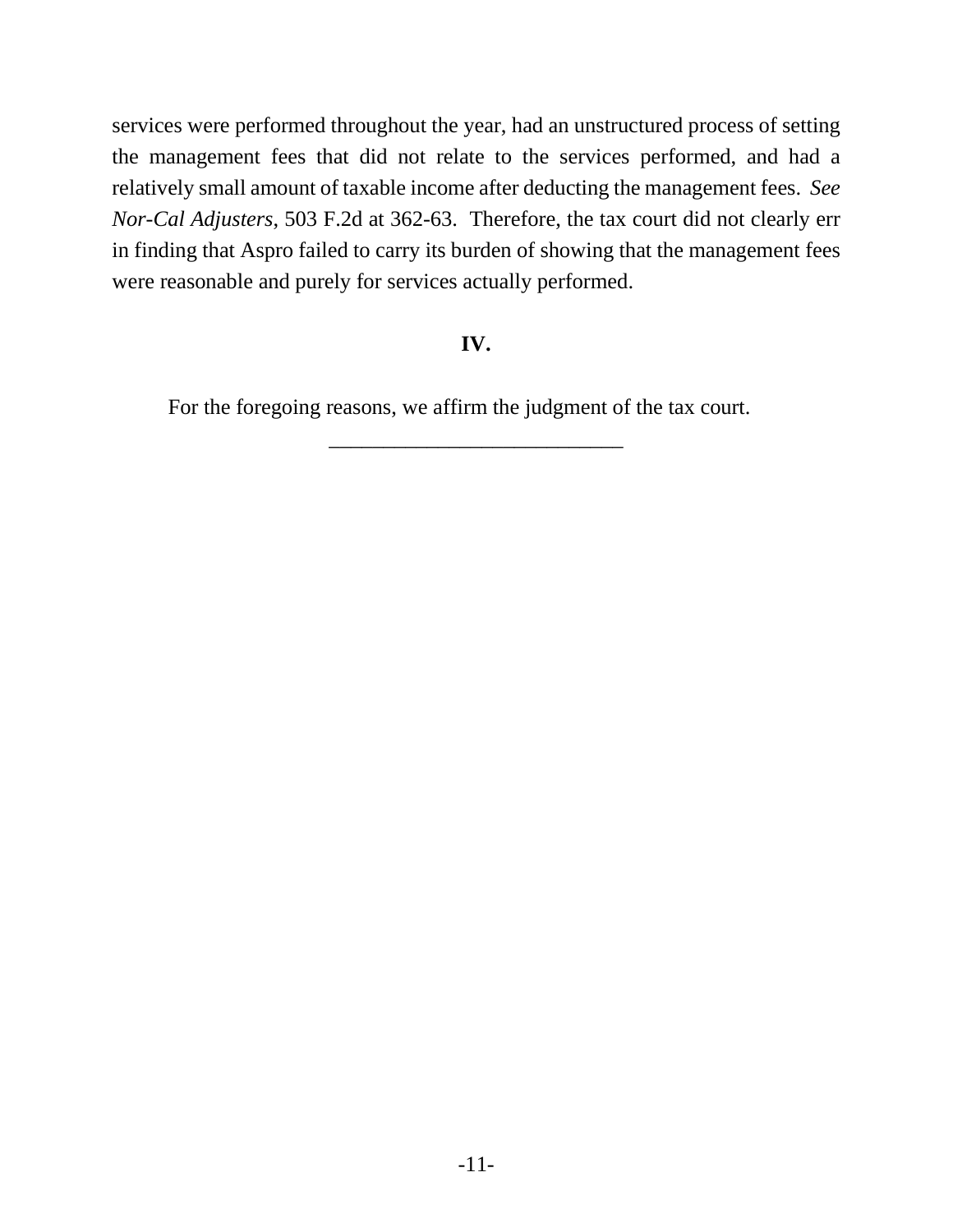services were performed throughout the year, had an unstructured process of setting the management fees that did not relate to the services performed, and had a relatively small amount of taxable income after deducting the management fees. *See Nor-Cal Adjusters*, 503 F.2d at 362-63. Therefore, the tax court did not clearly err in finding that Aspro failed to carry its burden of showing that the management fees were reasonable and purely for services actually performed.

**IV.**

For the foregoing reasons, we affirm the judgment of the tax court.

______________________________